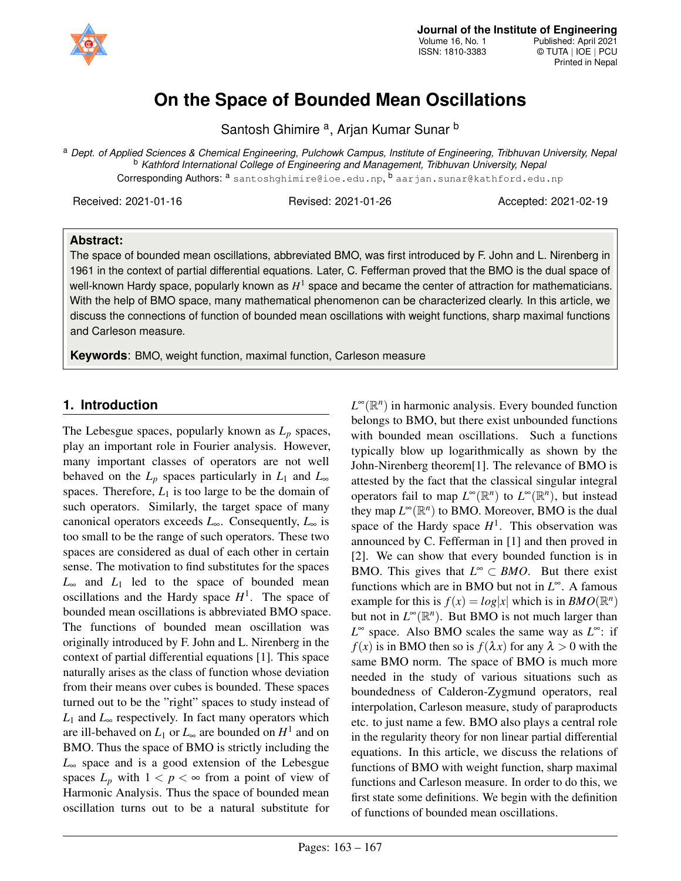# On the Space of Bounded Mean Oscillations

Santosh Ghimire [a], Arjan Kumar Sunar [b]

[a] *Dept. of Applied Sciences & Chemical Engineering, Pulchowk Campus, Institute of Engineering, Tribhuvan University, Nepal*
[b] *Kathford International College of Engineering and Management, Tribhuvan University, Nepal*

Corresponding Authors: [a] santoshghimire@ioe.edu.np, [b] aarjan.sunar@kathford.edu.np

Received: 2021-01-16 Revised: 2021-01-26 Accepted: 2021-02-19

**Abstract:**
The space of bounded mean oscillations, abbreviated BMO, was first introduced by F. John and L. Nirenberg in 1961 in the context of partial differential equations. Later, C. Fefferman proved that the BMO is the dual space of well-known Hardy space, popularly known as $H^1$ space and became the center of attraction for mathematicians. With the help of BMO space, many mathematical phenomenon can be characterized clearly. In this article, we discuss the connections of function of bounded mean oscillations with weight functions, sharp maximal functions and Carleson measure.

**Keywords**: BMO, weight function, maximal function, Carleson measure

## 1. Introduction

The Lebesgue spaces, popularly known as $L_p$ spaces, play an important role in Fourier analysis. However, many important classes of operators are not well behaved on the $L_p$ spaces particularly in $L_1$ and $L_\infty$ spaces. Therefore, $L_1$ is too large to be the domain of such operators. Similarly, the target space of many canonical operators exceeds $L_\infty$. Consequently, $L_\infty$ is too small to be the range of such operators. These two spaces are considered as dual of each other in certain sense. The motivation to find substitutes for the spaces $L_\infty$ and $L_1$ led to the space of bounded mean oscillations and the Hardy space $H^1$. The space of bounded mean oscillations is abbreviated BMO space. The functions of bounded mean oscillation was originally introduced by F. John and L. Nirenberg in the context of partial differential equations [1]. This space naturally arises as the class of function whose deviation from their means over cubes is bounded. These spaces turned out to be the "right" spaces to study instead of $L_1$ and $L_\infty$ respectively. In fact many operators which are ill-behaved on $L_1$ or $L_\infty$ are bounded on $H^1$ and on BMO. Thus the space of BMO is strictly including the $L_\infty$ space and is a good extension of the Lebesgue spaces $L_p$ with $1 < p < \infty$ from a point of view of Harmonic Analysis. Thus the space of bounded mean oscillation turns out to be a natural substitute for $L^\infty(\mathbb{R}^n)$ in harmonic analysis. Every bounded function belongs to BMO, but there exist unbounded functions with bounded mean oscillations. Such a functions typically blow up logarithmically as shown by the John-Nirenberg theorem[1]. The relevance of BMO is attested by the fact that the classical singular integral operators fail to map $L^\infty(\mathbb{R}^n)$ to $L^\infty(\mathbb{R}^n)$, but instead they map $L^\infty(\mathbb{R}^n)$ to BMO. Moreover, BMO is the dual space of the Hardy space $H^1$. This observation was announced by C. Fefferman in [1] and then proved in [2]. We can show that every bounded function is in BMO. This gives that $L^\infty \subset BMO$. But there exist functions which are in BMO but not in $L^\infty$. A famous example for this is $f(x) = log|x|$ which is in $BMO(\mathbb{R}^n)$ but not in $L^\infty(\mathbb{R}^n)$. But BMO is not much larger than $L^\infty$ space. Also BMO scales the same way as $L^\infty$: if $f(x)$ is in BMO then so is $f(\lambda x)$ for any $\lambda > 0$ with the same BMO norm. The space of BMO is much more needed in the study of various situations such as boundedness of Calderon-Zygmund operators, real interpolation, Carleson measure, study of paraproducts etc. to just name a few. BMO also plays a central role in the regularity theory for non linear partial differential equations. In this article, we discuss the relations of functions of BMO with weight function, sharp maximal functions and Carleson measure. In order to do this, we first state some definitions. We begin with the definition of functions of bounded mean oscillations.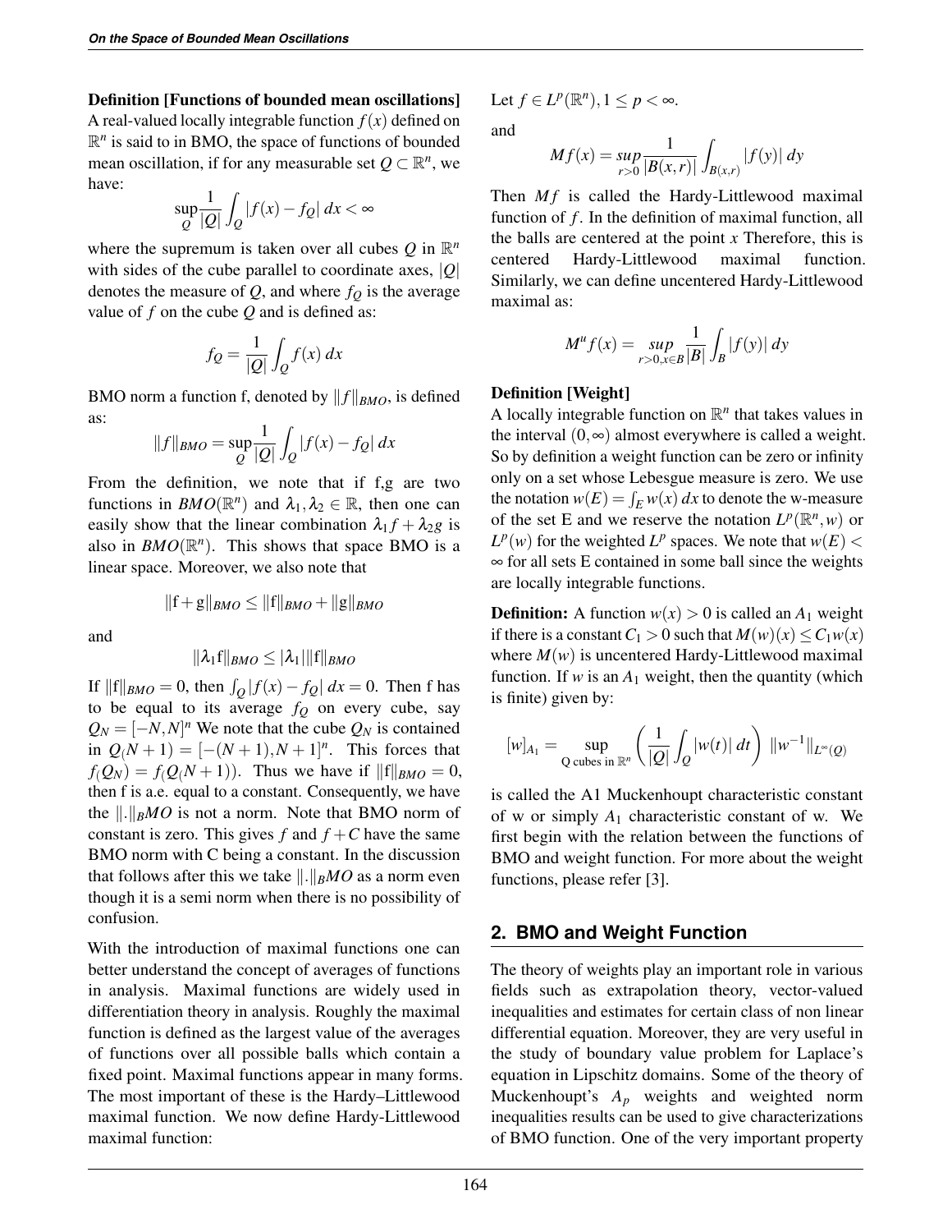**Definition [Functions of bounded mean oscillations]** A real-valued locally integrable function $f(x)$ defined on $\mathbb{R}^n$ is said to in BMO, the space of functions of bounded mean oscillation, if for any measurable set $Q \subset \mathbb{R}^n$, we have:

$$\sup_Q \frac{1}{|Q|} \int_Q |f(x) - f_Q| \, dx < \infty$$

where the supremum is taken over all cubes $Q$ in $\mathbb{R}^n$ with sides of the cube parallel to coordinate axes, $|Q|$ denotes the measure of $Q$, and where $f_Q$ is the average value of $f$ on the cube $Q$ and is defined as:

$$f_Q = \frac{1}{|Q|} \int_Q f(x) \, dx$$

BMO norm a function f, denoted by $\|f\|_{BMO}$, is defined as:

$$\|f\|_{BMO} = \sup_Q \frac{1}{|Q|} \int_Q |f(x) - f_Q| \, dx$$

From the definition, we note that if f,g are two functions in $BMO(\mathbb{R}^n)$ and $\lambda_1, \lambda_2 \in \mathbb{R}$, then one can easily show that the linear combination $\lambda_1 f + \lambda_2 g$ is also in $BMO(\mathbb{R}^n)$. This shows that space BMO is a linear space. Moreover, we also note that

$$\|f + g\|_{BMO} \leq \|f\|_{BMO} + \|g\|_{BMO}$$

and

$$\|\lambda_1 f\|_{BMO} \leq |\lambda_1| \|f\|_{BMO}$$

If $\|f\|_{BMO} = 0$, then $\int_Q |f(x) - f_Q| \, dx = 0$. Then f has to be equal to its average $f_Q$ on every cube, say $Q_N = [-N, N]^n$ We note that the cube $Q_N$ is contained in $Q_(N+1) = [-(N+1), N+1]^n$. This forces that $f_(Q_N) = f_(Q_(N+1))$. Thus we have if $\|f\|_{BMO} = 0$, then f is a.e. equal to a constant. Consequently, we have the $\|.\|_BMO$ is not a norm. Note that BMO norm of constant is zero. This gives $f$ and $f + C$ have the same BMO norm with C being a constant. In the discussion that follows after this we take $\|.\|_BMO$ as a norm even though it is a semi norm when there is no possibility of confusion.

With the introduction of maximal functions one can better understand the concept of averages of functions in analysis. Maximal functions are widely used in differentiation theory in analysis. Roughly the maximal function is defined as the largest value of the averages of functions over all possible balls which contain a fixed point. Maximal functions appear in many forms. The most important of these is the Hardy–Littlewood maximal function. We now define Hardy-Littlewood maximal function:

Let $f \in L^p(\mathbb{R}^n), 1 \leq p < \infty$.

and

$$Mf(x) = \sup_{r>0} \frac{1}{|B(x,r)|} \int_{B(x,r)} |f(y)| \, dy$$

Then $Mf$ is called the Hardy-Littlewood maximal function of $f$. In the definition of maximal function, all the balls are centered at the point $x$ Therefore, this is centered Hardy-Littlewood maximal function. Similarly, we can define uncentered Hardy-Littlewood maximal as:

$$M^u f(x) = \sup_{r>0, x \in B} \frac{1}{|B|} \int_B |f(y)| \, dy$$

**Definition [Weight]** A locally integrable function on $\mathbb{R}^n$ that takes values in the interval $(0, \infty)$ almost everywhere is called a weight. So by definition a weight function can be zero or infinity only on a set whose Lebesgue measure is zero. We use the notation $w(E) = \int_E w(x) \, dx$ to denote the w-measure of the set E and we reserve the notation $L^p(\mathbb{R}^n, w)$ or $L^p(w)$ for the weighted $L^p$ spaces. We note that $w(E) < \infty$ for all sets E contained in some ball since the weights are locally integrable functions.

**Definition:** A function $w(x) > 0$ is called an $A_1$ weight if there is a constant $C_1 > 0$ such that $M(w)(x) \leq C_1 w(x)$ where $M(w)$ is uncentered Hardy-Littlewood maximal function. If $w$ is an $A_1$ weight, then the quantity (which is finite) given by:

$$[w]_{A_1} = \sup_{\text{Q cubes in } \mathbb{R}^n} \left( \frac{1}{|Q|} \int_Q |w(t)| \, dt \right) \|w^{-1}\|_{L^\infty(Q)}$$

is called the A1 Muckenhoupt characteristic constant of w or simply $A_1$ characteristic constant of w. We first begin with the relation between the functions of BMO and weight function. For more about the weight functions, please refer [3].

## 2. BMO and Weight Function

The theory of weights play an important role in various fields such as extrapolation theory, vector-valued inequalities and estimates for certain class of non linear differential equation. Moreover, they are very useful in the study of boundary value problem for Laplace's equation in Lipschitz domains. Some of the theory of Muckenhoupt's $A_p$ weights and weighted norm inequalities results can be used to give characterizations of BMO function. One of the very important property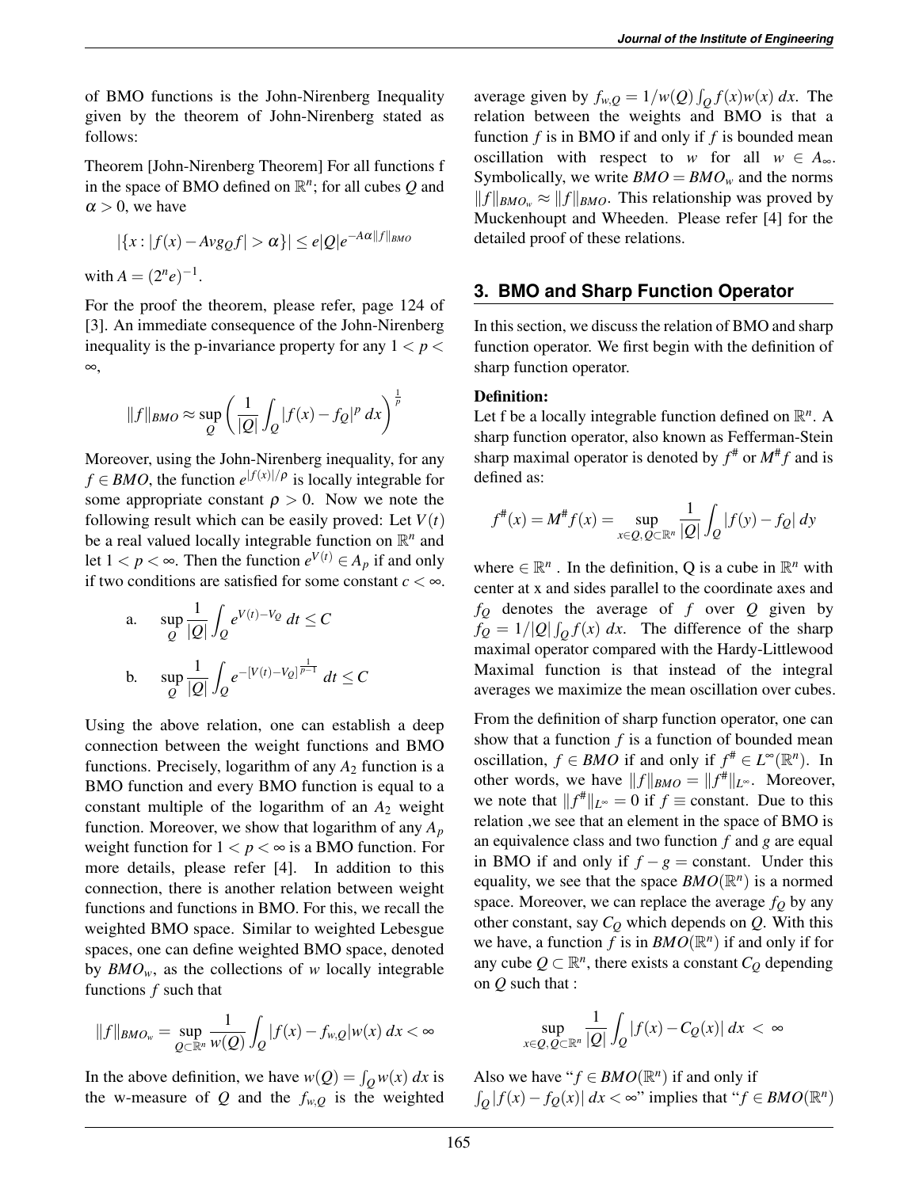of BMO functions is the John-Nirenberg Inequality given by the theorem of John-Nirenberg stated as follows:

Theorem [John-Nirenberg Theorem] For all functions f in the space of BMO defined on $\mathbb{R}^n$; for all cubes $Q$ and $\alpha > 0$, we have

$$|\{x : |f(x) - Avg_Q f| > \alpha\}| \leq e|Q|e^{-A\alpha\|f\|_{BMO}}$$

with $A = (2^n e)^{-1}$.

For the proof the theorem, please refer, page 124 of [3]. An immediate consequence of the John-Nirenberg inequality is the p-invariance property for any $1 < p < \infty$,

$$\|f\|_{BMO} \approx \sup_Q \left( \frac{1}{|Q|} \int_Q |f(x) - f_Q|^p \, dx \right)^{\frac{1}{p}}$$

Moreover, using the John-Nirenberg inequality, for any $f \in BMO$, the function $e^{|f(x)|/\rho}$ is locally integrable for some appropriate constant $\rho > 0$. Now we note the following result which can be easily proved: Let $V(t)$ be a real valued locally integrable function on $\mathbb{R}^n$ and let $1 < p < \infty$. Then the function $e^{V(t)} \in A_p$ if and only if two conditions are satisfied for some constant $c < \infty$.

a. $$\sup_Q \frac{1}{|Q|} \int_Q e^{V(t) - V_Q} \, dt \leq C$$

b. $$\sup_Q \frac{1}{|Q|} \int_Q e^{-[V(t) - V_Q]^{\frac{1}{p-1}}} \, dt \leq C$$

Using the above relation, one can establish a deep connection between the weight functions and BMO functions. Precisely, logarithm of any $A_2$ function is a BMO function and every BMO function is equal to a constant multiple of the logarithm of an $A_2$ weight function. Moreover, we show that logarithm of any $A_p$ weight function for $1 < p < \infty$ is a BMO function. For more details, please refer [4]. In addition to this connection, there is another relation between weight functions and functions in BMO. For this, we recall the weighted BMO space. Similar to weighted Lebesgue spaces, one can define weighted BMO space, denoted by $BMO_w$, as the collections of $w$ locally integrable functions $f$ such that

$$\|f\|_{BMO_w} = \sup_{Q \subset \mathbb{R}^n} \frac{1}{w(Q)} \int_Q |f(x) - f_{w,Q}| w(x) \, dx < \infty$$

In the above definition, we have $w(Q) = \int_Q w(x) \, dx$ is the w-measure of $Q$ and the $f_{w,Q}$ is the weighted average given by $f_{w,Q} = 1/w(Q) \int_Q f(x) w(x) \, dx$. The relation between the weights and BMO is that a function $f$ is in BMO if and only if $f$ is bounded mean oscillation with respect to $w$ for all $w \in A_\infty$. Symbolically, we write $BMO = BMO_w$ and the norms $\|f\|_{BMO_w} \approx \|f\|_{BMO}$. This relationship was proved by Muckenhoupt and Wheeden. Please refer [4] for the detailed proof of these relations.

## 3. BMO and Sharp Function Operator

In this section, we discuss the relation of BMO and sharp function operator. We first begin with the definition of sharp function operator.

**Definition:**

Let f be a locally integrable function defined on $\mathbb{R}^n$. A sharp function operator, also known as Fefferman-Stein sharp maximal operator is denoted by $f^\#$ or $M^\# f$ and is defined as:

$$f^\#(x) = M^\# f(x) = \sup_{x \in Q, Q \subset \mathbb{R}^n} \frac{1}{|Q|} \int_Q |f(y) - f_Q| \, dy$$

where $\in \mathbb{R}^n$ . In the definition, Q is a cube in $\mathbb{R}^n$ with center at x and sides parallel to the coordinate axes and $f_Q$ denotes the average of $f$ over $Q$ given by $f_Q = 1/|Q| \int_Q f(x) \, dx$. The difference of the sharp maximal operator compared with the Hardy-Littlewood Maximal function is that instead of the integral averages we maximize the mean oscillation over cubes.

From the definition of sharp function operator, one can show that a function $f$ is a function of bounded mean oscillation, $f \in BMO$ if and only if $f^\# \in L^\infty(\mathbb{R}^n)$. In other words, we have $\|f\|_{BMO} = \|f^\#\|_{L^\infty}$. Moreover, we note that $\|f^\#\|_{L^\infty} = 0$ if $f \equiv$ constant. Due to this relation ,we see that an element in the space of BMO is an equivalence class and two function $f$ and $g$ are equal in BMO if and only if $f - g =$ constant. Under this equality, we see that the space $BMO(\mathbb{R}^n)$ is a normed space. Moreover, we can replace the average $f_Q$ by any other constant, say $C_Q$ which depends on $Q$. With this we have, a function $f$ is in $BMO(\mathbb{R}^n)$ if and only if for any cube $Q \subset \mathbb{R}^n$, there exists a constant $C_Q$ depending on $Q$ such that :

$$\sup_{x \in Q, Q \subset \mathbb{R}^n} \frac{1}{|Q|} \int_Q |f(x) - C_Q(x)| \, dx \; < \; \infty$$

Also we have "$f \in BMO(\mathbb{R}^n)$ if and only if $\int_Q |f(x) - f_Q(x)| \, dx < \infty$" implies that "$f \in BMO(\mathbb{R}^n)$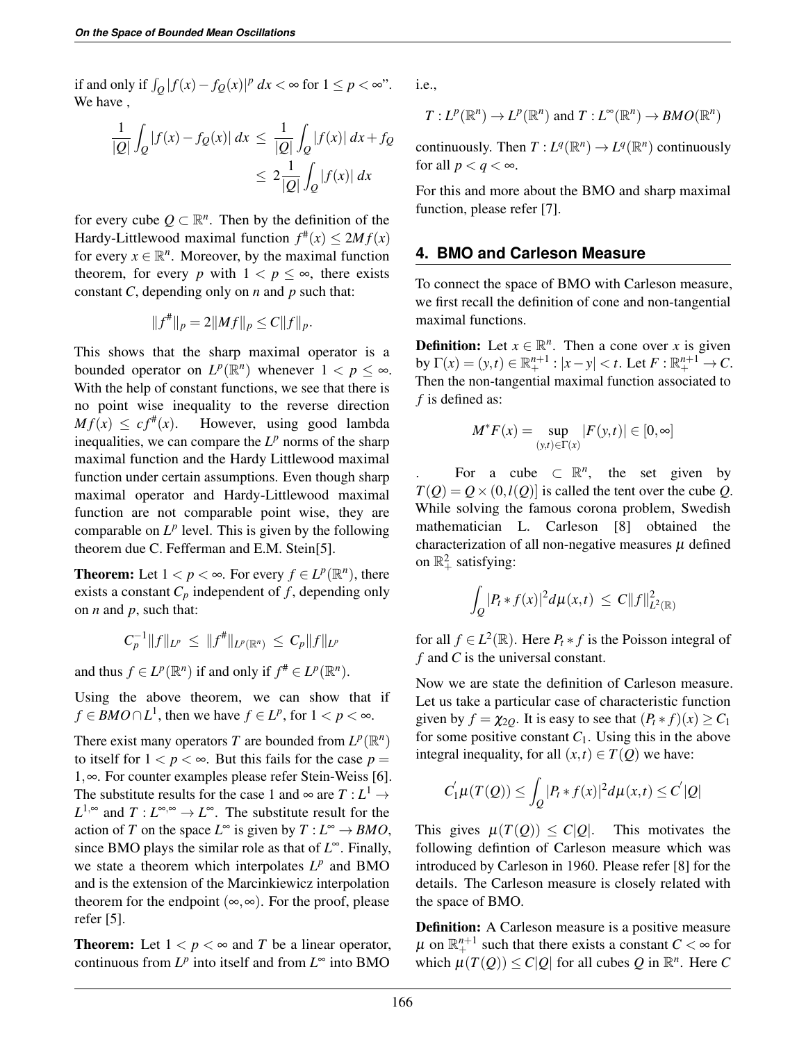if and only if $\int_Q |f(x) - f_Q(x)|^p \, dx < \infty$ for $1 \leq p < \infty$". We have ,

$$\frac{1}{|Q|}\int_Q |f(x) - f_Q(x)| \, dx \;\leq\; \frac{1}{|Q|}\int_Q |f(x)| \, dx + f_Q$$
$$\leq\; 2\frac{1}{|Q|}\int_Q |f(x)| \, dx$$

for every cube $Q \subset \mathbb{R}^n$. Then by the definition of the Hardy-Littlewood maximal function $f^{\#}(x) \leq 2Mf(x)$ for every $x \in \mathbb{R}^n$. Moreover, by the maximal function theorem, for every $p$ with $1 < p \leq \infty$, there exists constant $C$, depending only on $n$ and $p$ such that:

$$\|f^{\#}\|_p = 2\|Mf\|_p \leq C\|f\|_p.$$

This shows that the sharp maximal operator is a bounded operator on $L^p(\mathbb{R}^n)$ whenever $1 < p \leq \infty$. With the help of constant functions, we see that there is no point wise inequality to the reverse direction $Mf(x) \leq cf^{\#}(x)$. However, using good lambda inequalities, we can compare the $L^p$ norms of the sharp maximal function and the Hardy Littlewood maximal function under certain assumptions. Even though sharp maximal operator and Hardy-Littlewood maximal function are not comparable point wise, they are comparable on $L^p$ level. This is given by the following theorem due C. Fefferman and E.M. Stein[5].

**Theorem:** Let $1 < p < \infty$. For every $f \in L^p(\mathbb{R}^n)$, there exists a constant $C_p$ independent of $f$, depending only on $n$ and $p$, such that:

$$C_p^{-1}\|f\|_{L^p} \;\leq\; \|f^{\#}\|_{L^p(\mathbb{R}^n)} \;\leq\; C_p\|f\|_{L^p}$$

and thus $f \in L^p(\mathbb{R}^n)$ if and only if $f^{\#} \in L^p(\mathbb{R}^n)$.

Using the above theorem, we can show that if $f \in BMO \cap L^1$, then we have $f \in L^p$, for $1 < p < \infty$.

There exist many operators $T$ are bounded from $L^p(\mathbb{R}^n)$ to itself for $1 < p < \infty$. But this fails for the case $p = 1, \infty$. For counter examples please refer Stein-Weiss [6]. The substitute results for the case 1 and $\infty$ are $T : L^1 \to L^{1,\infty}$ and $T : L^{\infty,\infty} \to L^{\infty}$. The substitute result for the action of $T$ on the space $L^{\infty}$ is given by $T : L^{\infty} \to BMO$, since BMO plays the similar role as that of $L^{\infty}$. Finally, we state a theorem which interpolates $L^p$ and BMO and is the extension of the Marcinkiewicz interpolation theorem for the endpoint $(\infty, \infty)$. For the proof, please refer [5].

**Theorem:** Let $1 < p < \infty$ and $T$ be a linear operator, continuous from $L^p$ into itself and from $L^{\infty}$ into BMO i.e.,

$$T : L^p(\mathbb{R}^n) \to L^p(\mathbb{R}^n) \text{ and } T : L^{\infty}(\mathbb{R}^n) \to BMO(\mathbb{R}^n)$$

continuously. Then $T : L^q(\mathbb{R}^n) \to L^q(\mathbb{R}^n)$ continuously for all $p < q < \infty$.

For this and more about the BMO and sharp maximal function, please refer [7].

## 4. BMO and Carleson Measure

To connect the space of BMO with Carleson measure, we first recall the definition of cone and non-tangential maximal functions.

**Definition:** Let $x \in \mathbb{R}^n$. Then a cone over $x$ is given by $\Gamma(x) = (y,t) \in \mathbb{R}^{n+1}_+ : |x - y| < t$. Let $F : \mathbb{R}^{n+1}_+ \to C$. Then the non-tangential maximal function associated to $f$ is defined as:

$$M^*F(x) = \sup_{(y,t)\in\Gamma(x)} |F(y,t)| \in [0, \infty]$$

. For a cube $\subset \mathbb{R}^n$, the set given by $T(Q) = Q \times (0, l(Q)]$ is called the tent over the cube $Q$. While solving the famous corona problem, Swedish mathematician L. Carleson [8] obtained the characterization of all non-negative measures $\mu$ defined on $\mathbb{R}^2_+$ satisfying:

$$\int_Q |P_t * f(x)|^2 d\mu(x,t) \;\leq\; C\|f\|^2_{L^2(\mathbb{R})}$$

for all $f \in L^2(\mathbb{R})$. Here $P_t * f$ is the Poisson integral of $f$ and $C$ is the universal constant.

Now we are state the definition of Carleson measure. Let us take a particular case of characteristic function given by $f = \chi_{2Q}$. It is easy to see that $(P_t * f)(x) \geq C_1$ for some positive constant $C_1$. Using this in the above integral inequality, for all $(x,t) \in T(Q)$ we have:

$$C_1^{'}\mu(T(Q)) \leq \int_Q |P_t * f(x)|^2 d\mu(x,t) \leq C^{'}|Q|$$

This gives $\mu(T(Q)) \leq C|Q|$. This motivates the following defintion of Carleson measure which was introduced by Carleson in 1960. Please refer [8] for the details. The Carleson measure is closely related with the space of BMO.

**Definition:** A Carleson measure is a positive measure $\mu$ on $\mathbb{R}^{n+1}_+$ such that there exists a constant $C < \infty$ for which $\mu(T(Q)) \leq C|Q|$ for all cubes $Q$ in $\mathbb{R}^n$. Here $C$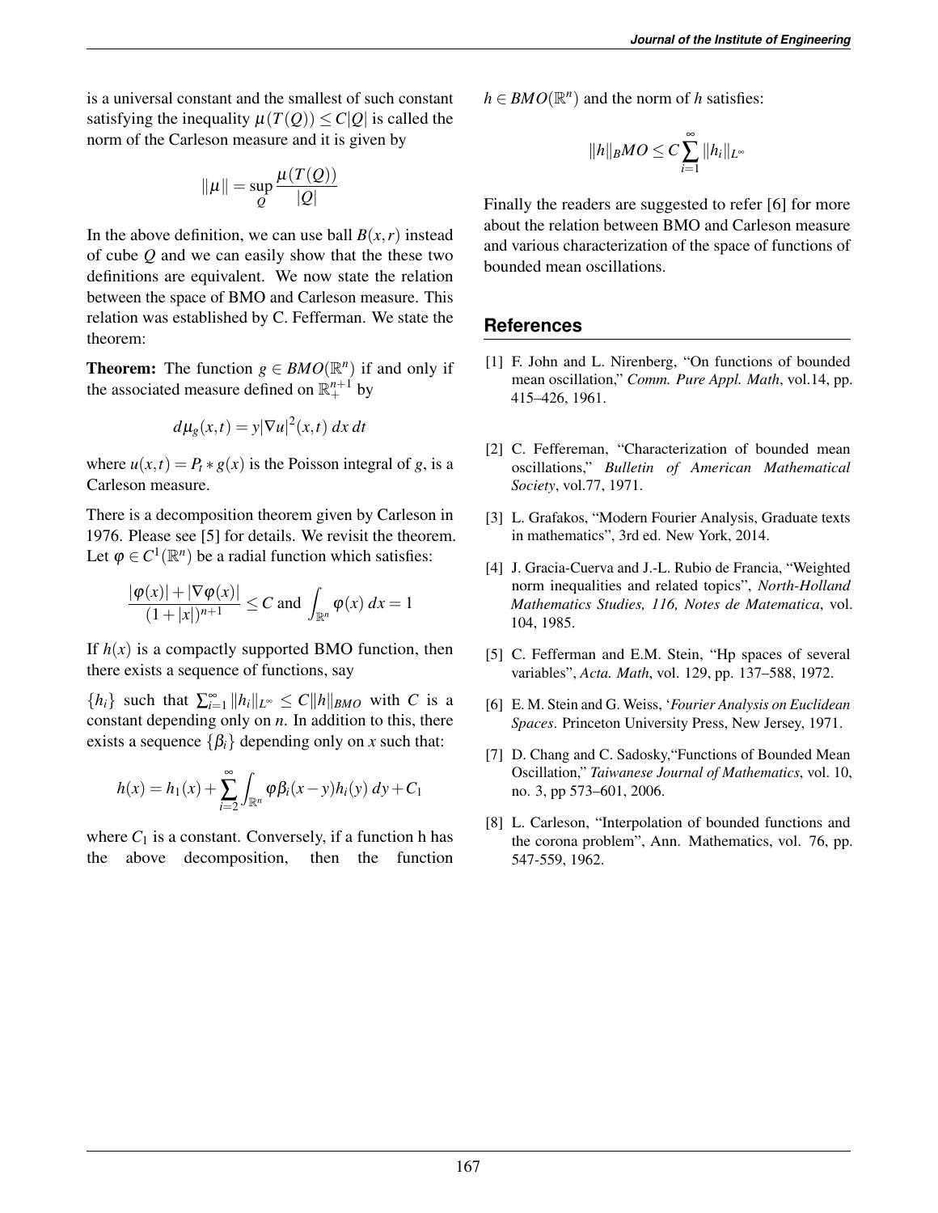is a universal constant and the smallest of such constant satisfying the inequality $\mu(T(Q)) \leq C|Q|$ is called the norm of the Carleson measure and it is given by

$$\|\mu\| = \sup_Q \frac{\mu(T(Q))}{|Q|}$$

In the above definition, we can use ball $B(x,r)$ instead of cube $Q$ and we can easily show that the these two definitions are equivalent. We now state the relation between the space of BMO and Carleson measure. This relation was established by C. Fefferman. We state the theorem:

**Theorem:** The function $g \in BMO(\mathbb{R}^n)$ if and only if the associated measure defined on $\mathbb{R}^{n+1}_+$ by

$$d\mu_g(x,t) = y|\nabla u|^2(x,t)\ dx\ dt$$

where $u(x,t) = P_t * g(x)$ is the Poisson integral of $g$, is a Carleson measure.

There is a decomposition theorem given by Carleson in 1976. Please see [5] for details. We revisit the theorem. Let $\varphi \in C^1(\mathbb{R}^n)$ be a radial function which satisfies:

$$\frac{|\varphi(x)| + |\nabla\varphi(x)|}{(1+|x|)^{n+1}} \leq C \text{ and } \int_{\mathbb{R}^n} \varphi(x)\ dx = 1$$

If $h(x)$ is a compactly supported BMO function, then there exists a sequence of functions, say

$\{h_i\}$ such that $\sum_{i=1}^{\infty} \|h_i\|_{L^\infty} \leq C\|h\|_{BMO}$ with $C$ is a constant depending only on $n$. In addition to this, there exists a sequence $\{\beta_i\}$ depending only on $x$ such that:

$$h(x) = h_1(x) + \sum_{i=2}^{\infty} \int_{\mathbb{R}^n} \varphi\beta_i(x-y)h_i(y)\ dy + C_1$$

where $C_1$ is a constant. Conversely, if a function h has the above decomposition, then the function $h \in BMO(\mathbb{R}^n)$ and the norm of $h$ satisfies:

$$\|h\|_B MO \leq C\sum_{i=1}^{\infty} \|h_i\|_{L^\infty}$$

Finally the readers are suggested to refer [6] for more about the relation between BMO and Carleson measure and various characterization of the space of functions of bounded mean oscillations.

## References

[1] F. John and L. Nirenberg, "On functions of bounded mean oscillation," *Comm. Pure Appl. Math*, vol.14, pp. 415–426, 1961.

[2] C. Feffereman, "Characterization of bounded mean oscillations," *Bulletin of American Mathematical Society*, vol.77, 1971.

[3] L. Grafakos, "Modern Fourier Analysis, Graduate texts in mathematics", 3rd ed. New York, 2014.

[4] J. Gracia-Cuerva and J.-L. Rubio de Francia, "Weighted norm inequalities and related topics", *North-Holland Mathematics Studies, 116, Notes de Matematica*, vol. 104, 1985.

[5] C. Fefferman and E.M. Stein, "Hp spaces of several variables", *Acta. Math*, vol. 129, pp. 137–588, 1972.

[6] E. M. Stein and G. Weiss, '*Fourier Analysis on Euclidean Spaces*. Princeton University Press, New Jersey, 1971.

[7] D. Chang and C. Sadosky,"Functions of Bounded Mean Oscillation," *Taiwanese Journal of Mathematics*, vol. 10, no. 3, pp 573–601, 2006.

[8] L. Carleson, "Interpolation of bounded functions and the corona problem", Ann. Mathematics, vol. 76, pp. 547-559, 1962.